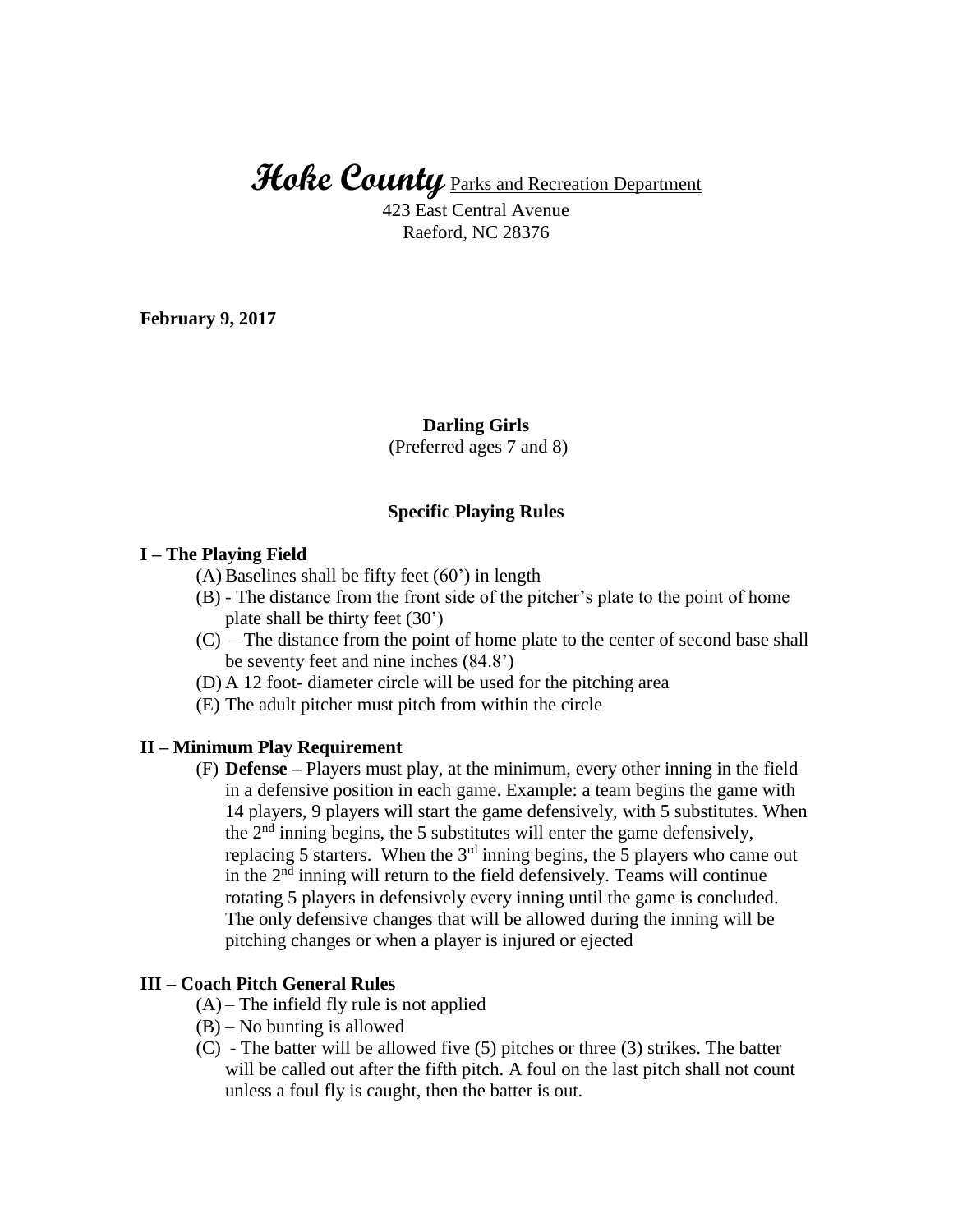# **Hoke County** Parks and Recreation Department

423 East Central Avenue
Raeford, NC 28376

**February 9, 2017**

**Darling Girls**
(Preferred ages 7 and 8)

**Specific Playing Rules**

**I – The Playing Field**

(A) Baselines shall be fifty feet (60') in length
(B) - The distance from the front side of the pitcher's plate to the point of home plate shall be thirty feet (30')
(C) – The distance from the point of home plate to the center of second base shall be seventy feet and nine inches (84.8')
(D) A 12 foot- diameter circle will be used for the pitching area
(E) The adult pitcher must pitch from within the circle

**II – Minimum Play Requirement**

(F) **Defense –** Players must play, at the minimum, every other inning in the field in a defensive position in each game. Example: a team begins the game with 14 players, 9 players will start the game defensively, with 5 substitutes. When the 2nd inning begins, the 5 substitutes will enter the game defensively, replacing 5 starters. When the 3rd inning begins, the 5 players who came out in the 2nd inning will return to the field defensively. Teams will continue rotating 5 players in defensively every inning until the game is concluded. The only defensive changes that will be allowed during the inning will be pitching changes or when a player is injured or ejected

**III – Coach Pitch General Rules**

(A) – The infield fly rule is not applied
(B) – No bunting is allowed
(C) - The batter will be allowed five (5) pitches or three (3) strikes. The batter will be called out after the fifth pitch. A foul on the last pitch shall not count unless a foul fly is caught, then the batter is out.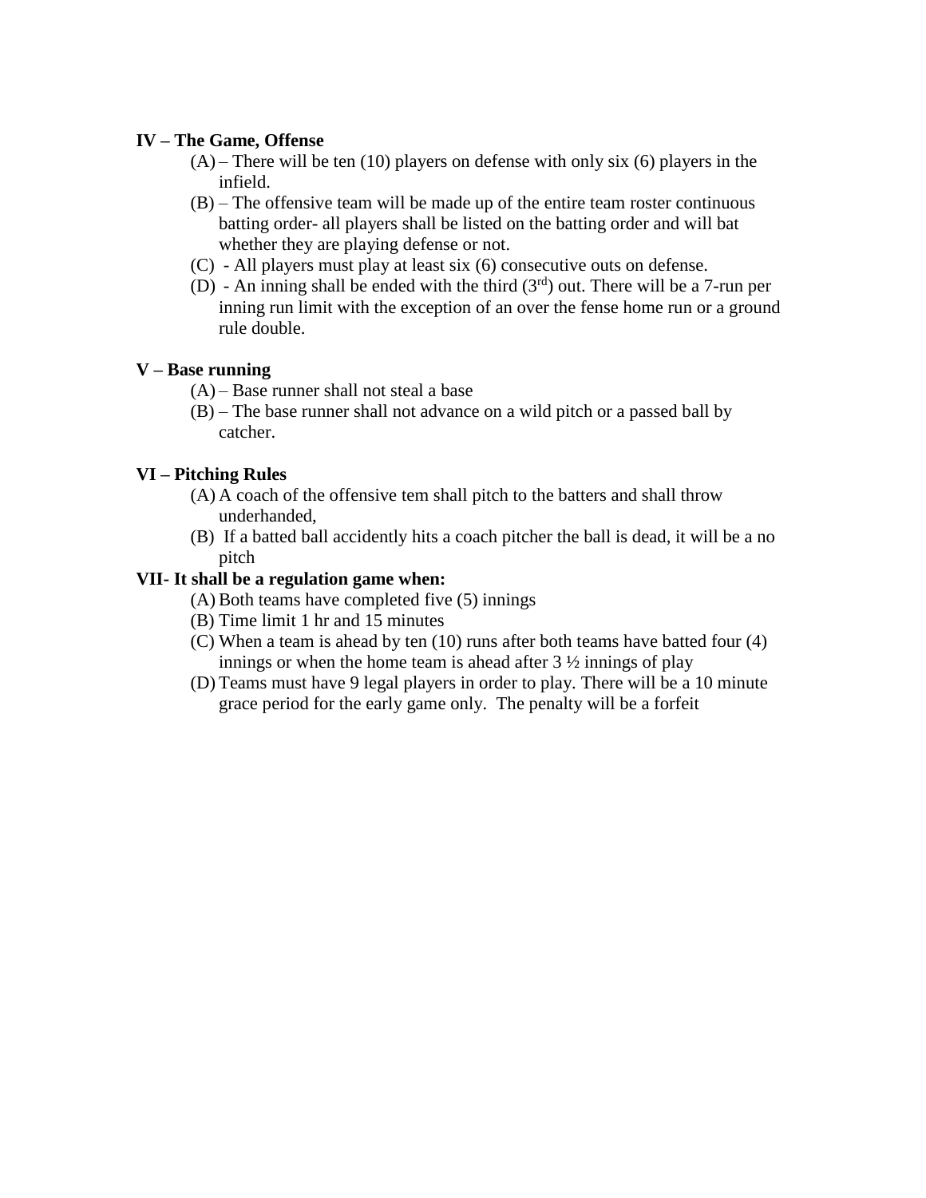**IV – The Game, Offense**

(A) – There will be ten (10) players on defense with only six (6) players in the infield.

(B) – The offensive team will be made up of the entire team roster continuous batting order- all players shall be listed on the batting order and will bat whether they are playing defense or not.

(C) - All players must play at least six (6) consecutive outs on defense.

(D) - An inning shall be ended with the third (3rd) out. There will be a 7-run per inning run limit with the exception of an over the fense home run or a ground rule double.

**V – Base running**

(A) – Base runner shall not steal a base

(B) – The base runner shall not advance on a wild pitch or a passed ball by catcher.

**VI – Pitching Rules**

(A) A coach of the offensive tem shall pitch to the batters and shall throw underhanded,

(B) If a batted ball accidently hits a coach pitcher the ball is dead, it will be a no pitch

**VII- It shall be a regulation game when:**

(A) Both teams have completed five (5) innings

(B) Time limit 1 hr and 15 minutes

(C) When a team is ahead by ten (10) runs after both teams have batted four (4) innings or when the home team is ahead after 3 ½ innings of play

(D) Teams must have 9 legal players in order to play. There will be a 10 minute grace period for the early game only. The penalty will be a forfeit